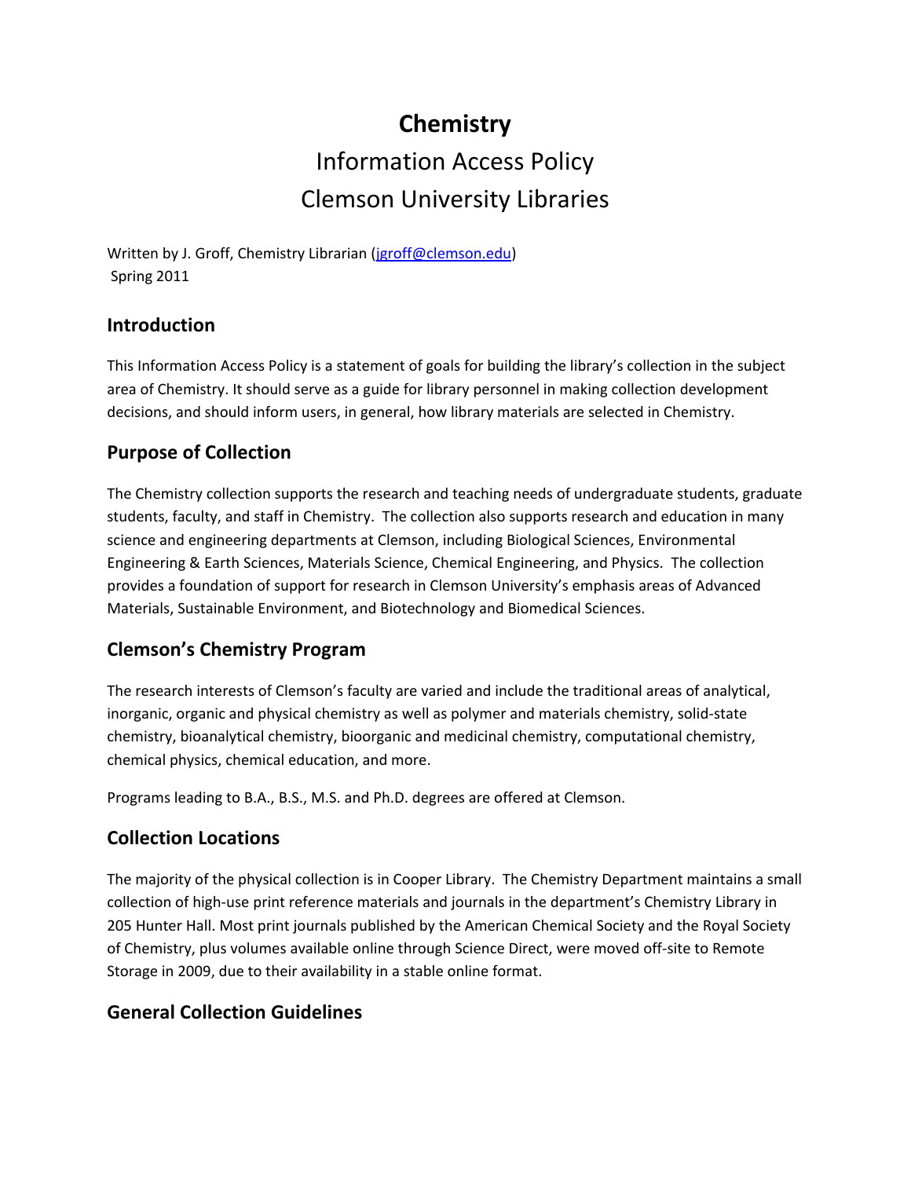# Chemistry

Information Access Policy

Clemson University Libraries

Written by J. Groff, Chemistry Librarian (jgroff@clemson.edu)
Spring 2011

## Introduction

This Information Access Policy is a statement of goals for building the library's collection in the subject area of Chemistry. It should serve as a guide for library personnel in making collection development decisions, and should inform users, in general, how library materials are selected in Chemistry.

## Purpose of Collection

The Chemistry collection supports the research and teaching needs of undergraduate students, graduate students, faculty, and staff in Chemistry. The collection also supports research and education in many science and engineering departments at Clemson, including Biological Sciences, Environmental Engineering & Earth Sciences, Materials Science, Chemical Engineering, and Physics. The collection provides a foundation of support for research in Clemson University's emphasis areas of Advanced Materials, Sustainable Environment, and Biotechnology and Biomedical Sciences.

## Clemson's Chemistry Program

The research interests of Clemson's faculty are varied and include the traditional areas of analytical, inorganic, organic and physical chemistry as well as polymer and materials chemistry, solid-state chemistry, bioanalytical chemistry, bioorganic and medicinal chemistry, computational chemistry, chemical physics, chemical education, and more.

Programs leading to B.A., B.S., M.S. and Ph.D. degrees are offered at Clemson.

## Collection Locations

The majority of the physical collection is in Cooper Library. The Chemistry Department maintains a small collection of high-use print reference materials and journals in the department's Chemistry Library in 205 Hunter Hall. Most print journals published by the American Chemical Society and the Royal Society of Chemistry, plus volumes available online through Science Direct, were moved off-site to Remote Storage in 2009, due to their availability in a stable online format.

## General Collection Guidelines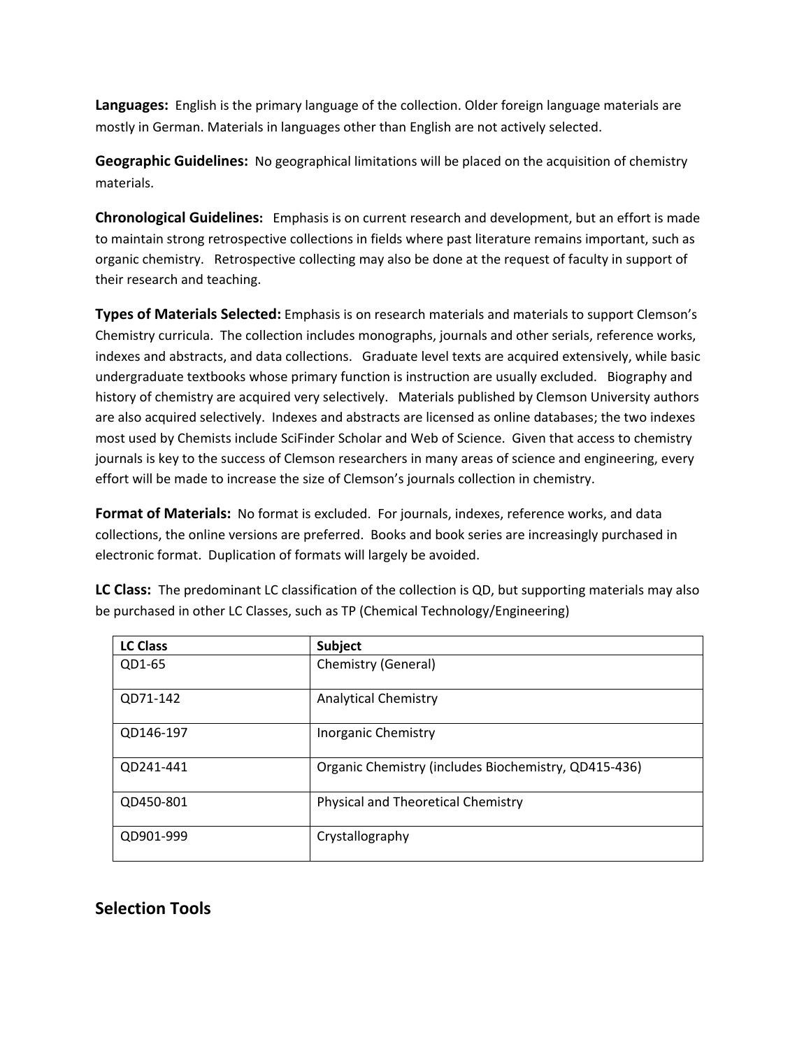**Languages:** English is the primary language of the collection. Older foreign language materials are mostly in German. Materials in languages other than English are not actively selected.

**Geographic Guidelines:** No geographical limitations will be placed on the acquisition of chemistry materials.

**Chronological Guidelines:** Emphasis is on current research and development, but an effort is made to maintain strong retrospective collections in fields where past literature remains important, such as organic chemistry. Retrospective collecting may also be done at the request of faculty in support of their research and teaching.

**Types of Materials Selected:** Emphasis is on research materials and materials to support Clemson's Chemistry curricula. The collection includes monographs, journals and other serials, reference works, indexes and abstracts, and data collections. Graduate level texts are acquired extensively, while basic undergraduate textbooks whose primary function is instruction are usually excluded. Biography and history of chemistry are acquired very selectively. Materials published by Clemson University authors are also acquired selectively. Indexes and abstracts are licensed as online databases; the two indexes most used by Chemists include SciFinder Scholar and Web of Science. Given that access to chemistry journals is key to the success of Clemson researchers in many areas of science and engineering, every effort will be made to increase the size of Clemson's journals collection in chemistry.

**Format of Materials:** No format is excluded. For journals, indexes, reference works, and data collections, the online versions are preferred. Books and book series are increasingly purchased in electronic format. Duplication of formats will largely be avoided.

**LC Class:** The predominant LC classification of the collection is QD, but supporting materials may also be purchased in other LC Classes, such as TP (Chemical Technology/Engineering)

| LC Class | Subject |
|---|---|
| QD1-65 | Chemistry (General) |
| QD71-142 | Analytical Chemistry |
| QD146-197 | Inorganic Chemistry |
| QD241-441 | Organic Chemistry (includes Biochemistry, QD415-436) |
| QD450-801 | Physical and Theoretical Chemistry |
| QD901-999 | Crystallography |

## Selection Tools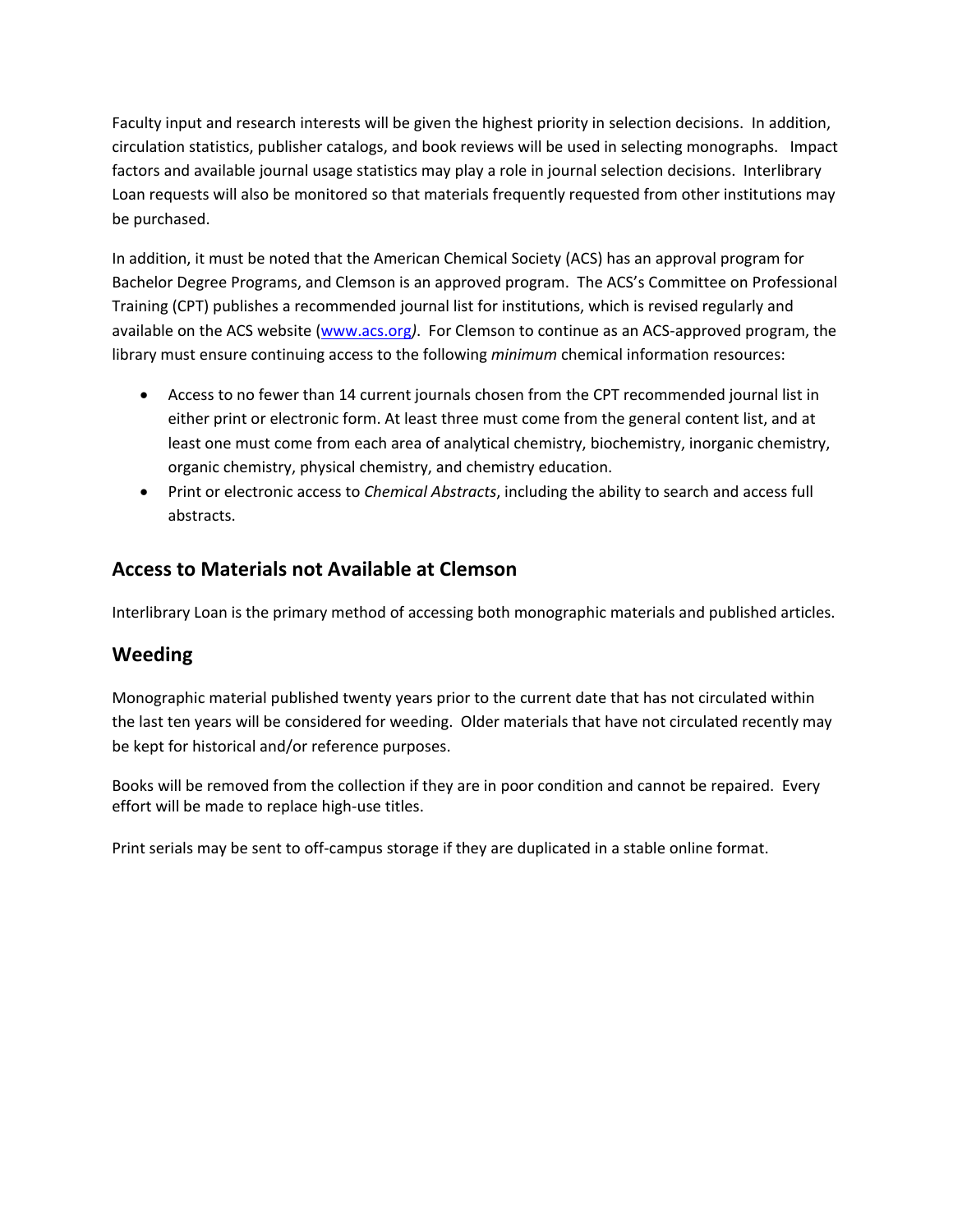Faculty input and research interests will be given the highest priority in selection decisions. In addition, circulation statistics, publisher catalogs, and book reviews will be used in selecting monographs. Impact factors and available journal usage statistics may play a role in journal selection decisions. Interlibrary Loan requests will also be monitored so that materials frequently requested from other institutions may be purchased.

In addition, it must be noted that the American Chemical Society (ACS) has an approval program for Bachelor Degree Programs, and Clemson is an approved program. The ACS's Committee on Professional Training (CPT) publishes a recommended journal list for institutions, which is revised regularly and available on the ACS website ([www.acs.org](http://www.acs.org)*)*. For Clemson to continue as an ACS-approved program, the library must ensure continuing access to the following *minimum* chemical information resources:

- Access to no fewer than 14 current journals chosen from the CPT recommended journal list in either print or electronic form. At least three must come from the general content list, and at least one must come from each area of analytical chemistry, biochemistry, inorganic chemistry, organic chemistry, physical chemistry, and chemistry education.
- Print or electronic access to *Chemical Abstracts*, including the ability to search and access full abstracts.

## Access to Materials not Available at Clemson

Interlibrary Loan is the primary method of accessing both monographic materials and published articles.

## Weeding

Monographic material published twenty years prior to the current date that has not circulated within the last ten years will be considered for weeding. Older materials that have not circulated recently may be kept for historical and/or reference purposes.

Books will be removed from the collection if they are in poor condition and cannot be repaired. Every effort will be made to replace high-use titles.

Print serials may be sent to off-campus storage if they are duplicated in a stable online format.